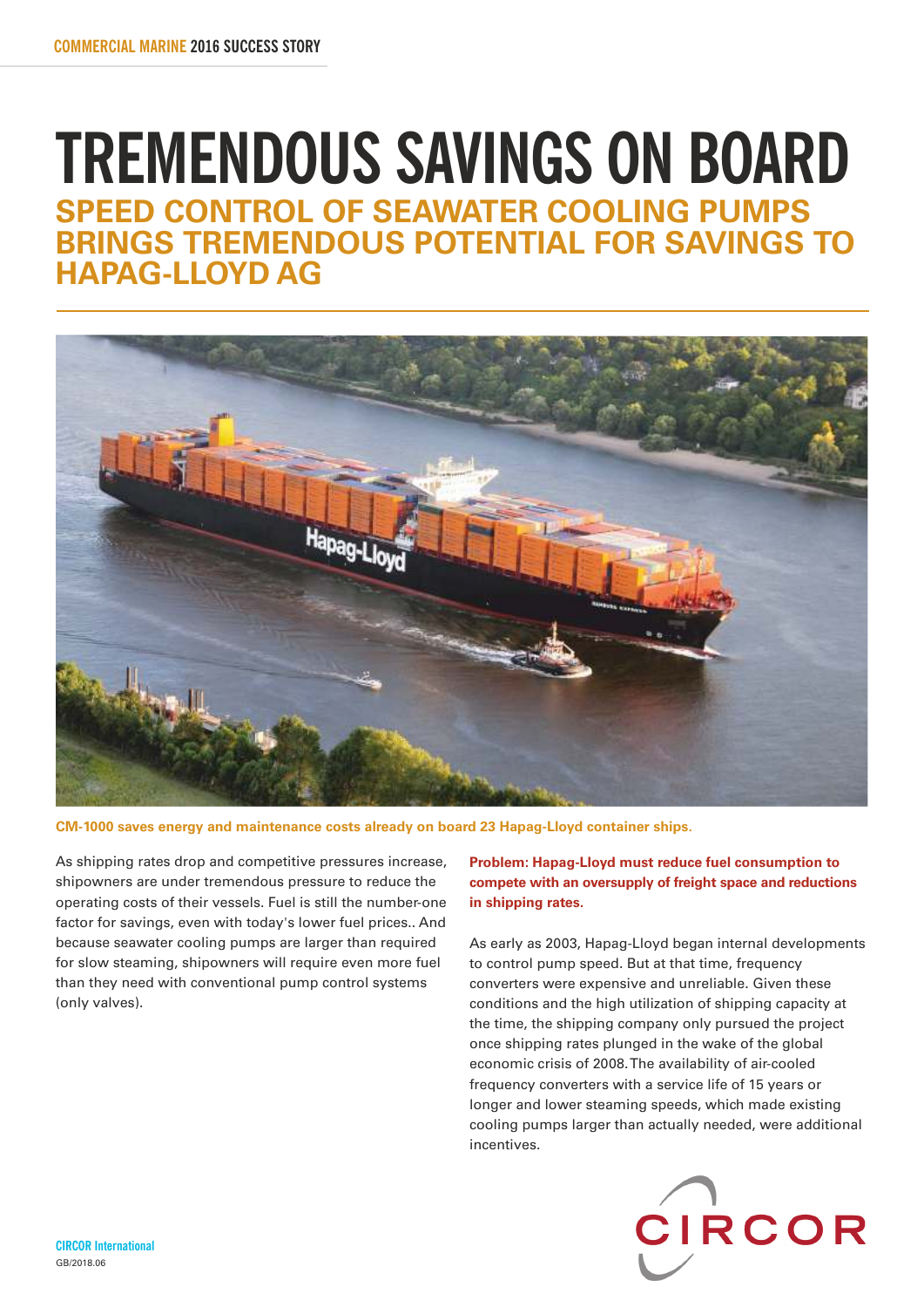# TREMENDOUS SAVINGS ON BOARD

## SPEED CONTROL OF SEAWATER COOLING PUMPS BRINGS TREMENDOUS POTENTIAL FOR SAVINGS TO HAPAG-LLOYD AG

**CM-1000 saves energy and maintenance costs already on board 23 Hapag-Lloyd container ships.**

As shipping rates drop and competitive pressures increase, shipowners are under tremendous pressure to reduce the operating costs of their vessels. Fuel is still the number-one factor for savings, even with today's lower fuel prices.. And because seawater cooling pumps are larger than required for slow steaming, shipowners will require even more fuel than they need with conventional pump control systems (only valves).

**Problem: Hapag-Lloyd must reduce fuel consumption to compete with an oversupply of freight space and reductions in shipping rates.**

As early as 2003, Hapag-Lloyd began internal developments to control pump speed. But at that time, frequency converters were expensive and unreliable. Given these conditions and the high utilization of shipping capacity at the time, the shipping company only pursued the project once shipping rates plunged in the wake of the global economic crisis of 2008. The availability of air-cooled frequency converters with a service life of 15 years or longer and lower steaming speeds, which made existing cooling pumps larger than actually needed, were additional incentives.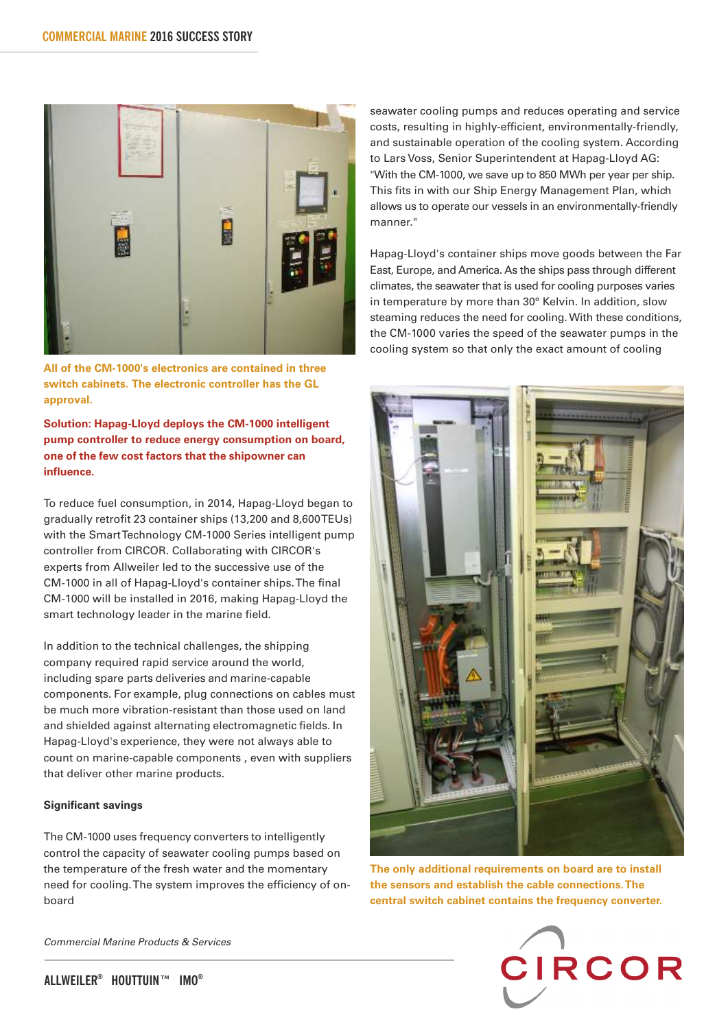All of the CM-1000's electronics are contained in three switch cabinets. The electronic controller has the GL approval.

**Solution: Hapag-Lloyd deploys the CM-1000 intelligent pump controller to reduce energy consumption on board, one of the few cost factors that the shipowner can influence.**

To reduce fuel consumption, in 2014, Hapag-Lloyd began to gradually retrofit 23 container ships (13,200 and 8,600TEUs) with the SmartTechnology CM-1000 Series intelligent pump controller from CIRCOR. Collaborating with CIRCOR's experts from Allweiler led to the successive use of the CM-1000 in all of Hapag-Lloyd's container ships. The final CM-1000 will be installed in 2016, making Hapag-Lloyd the smart technology leader in the marine field.

In addition to the technical challenges, the shipping company required rapid service around the world, including spare parts deliveries and marine-capable components. For example, plug connections on cables must be much more vibration-resistant than those used on land and shielded against alternating electromagnetic fields. In Hapag-Lloyd's experience, they were not always able to count on marine-capable components , even with suppliers that deliver other marine products.

### Significant savings

The CM-1000 uses frequency converters to intelligently control the capacity of seawater cooling pumps based on the temperature of the fresh water and the momentary need for cooling. The system improves the efficiency of on-board seawater cooling pumps and reduces operating and service costs, resulting in highly-efficient, environmentally-friendly, and sustainable operation of the cooling system. According to Lars Voss, Senior Superintendent at Hapag-Lloyd AG: "With the CM-1000, we save up to 850 MWh per year per ship. This fits in with our Ship Energy Management Plan, which allows us to operate our vessels in an environmentally-friendly manner."

Hapag-Lloyd's container ships move goods between the Far East, Europe, and America. As the ships pass through different climates, the seawater that is used for cooling purposes varies in temperature by more than 30° Kelvin. In addition, slow steaming reduces the need for cooling. With these conditions, the CM-1000 varies the speed of the seawater pumps in the cooling system so that only the exact amount of cooling

The only additional requirements on board are to install the sensors and establish the cable connections. The central switch cabinet contains the frequency converter.

*Commercial Marine Products & Services*

ALLWEILER® HOUTTUIN™ IMO®

CIRCOR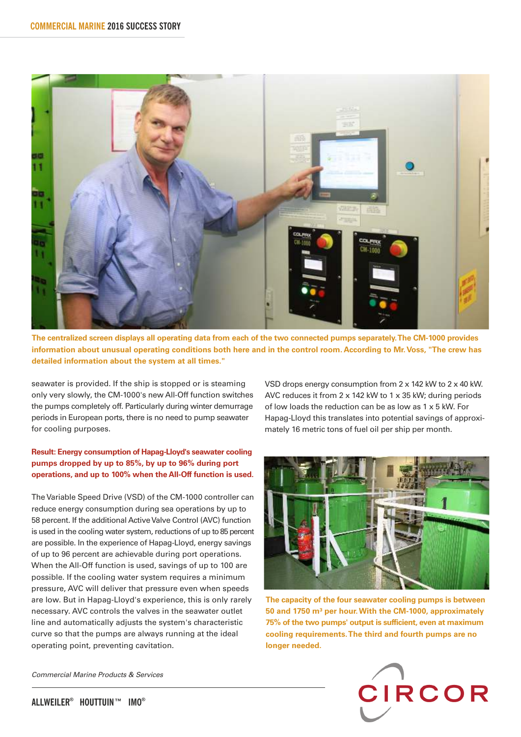The centralized screen displays all operating data from each of the two connected pumps separately. The CM-1000 provides information about unusual operating conditions both here and in the control room. According to Mr. Voss, "The crew has detailed information about the system at all times."

seawater is provided. If the ship is stopped or is steaming only very slowly, the CM-1000's new All-Off function switches the pumps completely off. Particularly during winter demurrage periods in European ports, there is no need to pump seawater for cooling purposes.

**Result: Energy consumption of Hapag-Lloyd's seawater cooling pumps dropped by up to 85%, by up to 96% during port operations, and up to 100% when the All-Off function is used.**

The Variable Speed Drive (VSD) of the CM-1000 controller can reduce energy consumption during sea operations by up to 58 percent. If the additional Active Valve Control (AVC) function is used in the cooling water system, reductions of up to 85 percent are possible. In the experience of Hapag-Lloyd, energy savings of up to 96 percent are achievable during port operations. When the All-Off function is used, savings of up to 100 are possible. If the cooling water system requires a minimum pressure, AVC will deliver that pressure even when speeds are low. But in Hapag-Lloyd's experience, this is only rarely necessary. AVC controls the valves in the seawater outlet line and automatically adjusts the system's characteristic curve so that the pumps are always running at the ideal operating point, preventing cavitation.

VSD drops energy consumption from 2 x 142 kW to 2 x 40 kW. AVC reduces it from 2 x 142 kW to 1 x 35 kW; during periods of low loads the reduction can be as low as 1 x 5 kW. For Hapag-Lloyd this translates into potential savings of approximately 16 metric tons of fuel oil per ship per month.

The capacity of the four seawater cooling pumps is between 50 and 1750 m³ per hour. With the CM-1000, approximately 75% of the two pumps' output is sufficient, even at maximum cooling requirements. The third and fourth pumps are no longer needed.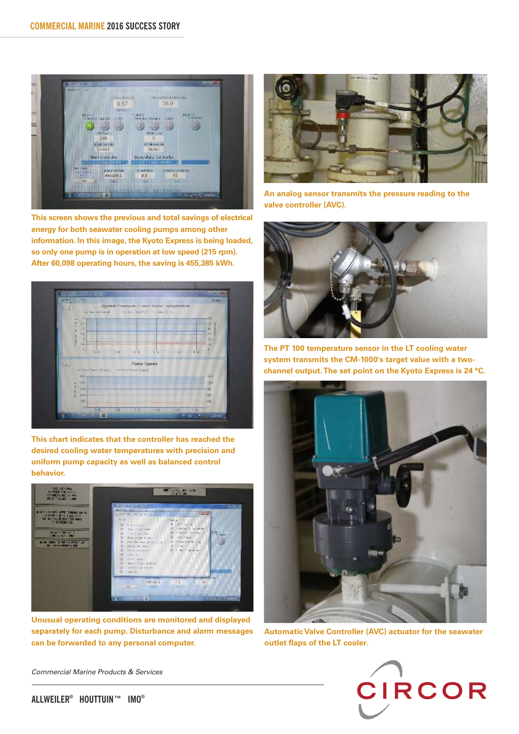This screen shows the previous and total savings of electrical energy for both seawater cooling pumps among other information. In this image, the Kyoto Express is being loaded, so only one pump is in operation at low speed (215 rpm). After 60,098 operating hours, the saving is 455,385 kWh.

This chart indicates that the controller has reached the desired cooling water temperatures with precision and uniform pump capacity as well as balanced control behavior.

Unusual operating conditions are monitored and displayed separately for each pump. Disturbance and alarm messages can be forwarded to any personal computer.

An analog sensor transmits the pressure reading to the valve controller (AVC).

The PT 100 temperature sensor in the LT cooling water system transmits the CM-1000's target value with a two-channel output. The set point on the Kyoto Express is 24 °C.

Automatic Valve Controller (AVC) actuator for the seawater outlet flaps of the LT cooler.

*Commercial Marine Products & Services*

ALLWEILER® HOUTTUIN™ IMO®

CIRCOR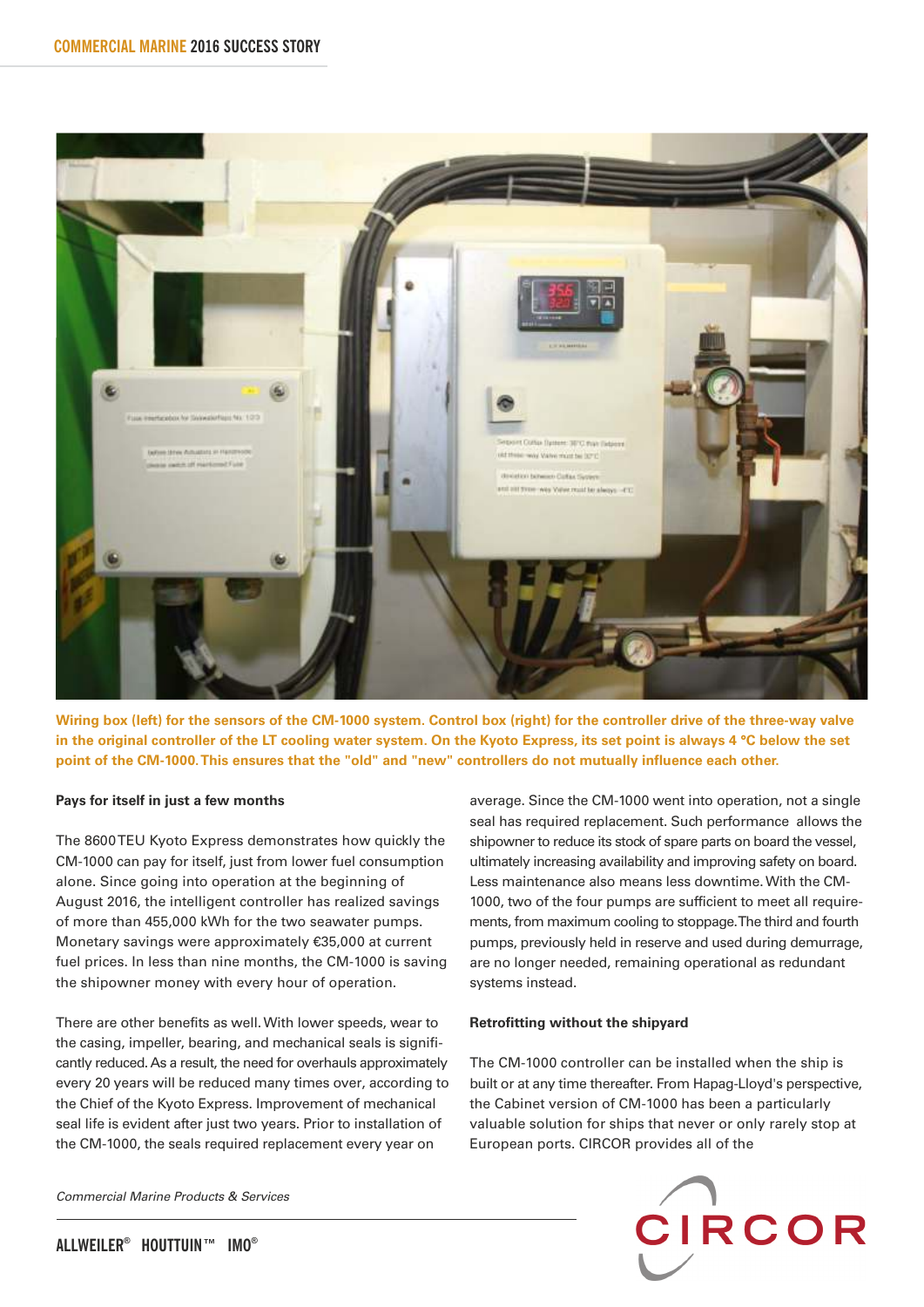Wiring box (left) for the sensors of the CM-1000 system. Control box (right) for the controller drive of the three-way valve in the original controller of the LT cooling water system. On the Kyoto Express, its set point is always 4 °C below the set point of the CM-1000. This ensures that the "old" and "new" controllers do not mutually influence each other.

#### Pays for itself in just a few months

The 8600 TEU Kyoto Express demonstrates how quickly the CM-1000 can pay for itself, just from lower fuel consumption alone. Since going into operation at the beginning of August 2016, the intelligent controller has realized savings of more than 455,000 kWh for the two seawater pumps. Monetary savings were approximately €35,000 at current fuel prices. In less than nine months, the CM-1000 is saving the shipowner money with every hour of operation.

There are other benefits as well. With lower speeds, wear to the casing, impeller, bearing, and mechanical seals is significantly reduced. As a result, the need for overhauls approximately every 20 years will be reduced many times over, according to the Chief of the Kyoto Express. Improvement of mechanical seal life is evident after just two years. Prior to installation of the CM-1000, the seals required replacement every year on average. Since the CM-1000 went into operation, not a single seal has required replacement. Such performance allows the shipowner to reduce its stock of spare parts on board the vessel, ultimately increasing availability and improving safety on board. Less maintenance also means less downtime. With the CM-1000, two of the four pumps are sufficient to meet all requirements, from maximum cooling to stoppage. The third and fourth pumps, previously held in reserve and used during demurrage, are no longer needed, remaining operational as redundant systems instead.

#### Retrofitting without the shipyard

The CM-1000 controller can be installed when the ship is built or at any time thereafter. From Hapag-Lloyd's perspective, the Cabinet version of CM-1000 has been a particularly valuable solution for ships that never or only rarely stop at European ports. CIRCOR provides all of the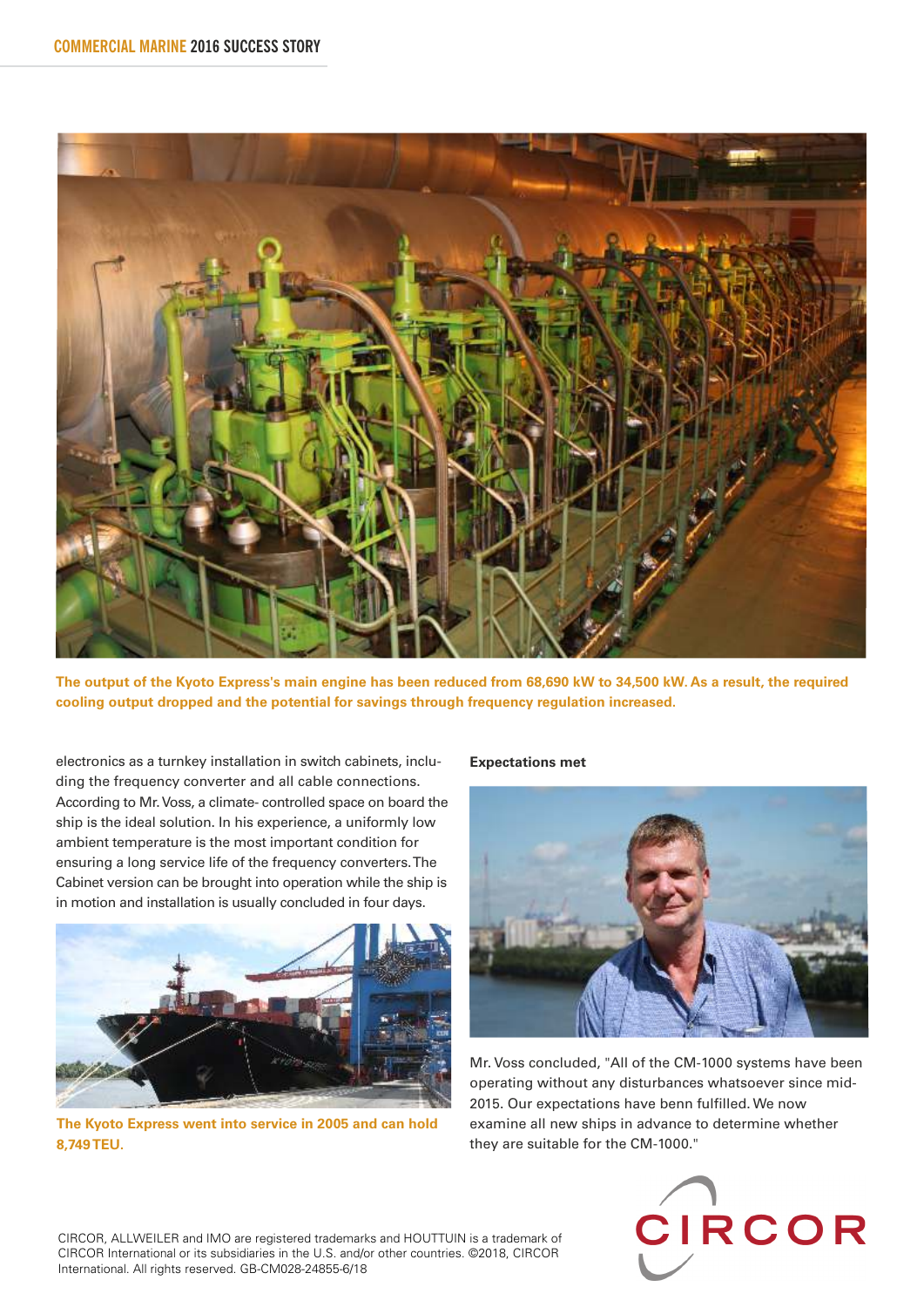The output of the Kyoto Express's main engine has been reduced from 68,690 kW to 34,500 kW. As a result, the required cooling output dropped and the potential for savings through frequency regulation increased.

electronics as a turnkey installation in switch cabinets, including the frequency converter and all cable connections. According to Mr. Voss, a climate- controlled space on board the ship is the ideal solution. In his experience, a uniformly low ambient temperature is the most important condition for ensuring a long service life of the frequency converters. The Cabinet version can be brought into operation while the ship is in motion and installation is usually concluded in four days.

The Kyoto Express went into service in 2005 and can hold 8,749 TEU.

**Expectations met**

Mr. Voss concluded, "All of the CM-1000 systems have been operating without any disturbances whatsoever since mid-2015. Our expectations have benn fulfilled. We now examine all new ships in advance to determine whether they are suitable for the CM-1000."

CIRCOR, ALLWEILER and IMO are registered trademarks and HOUTTUIN is a trademark of CIRCOR International or its subsidiaries in the U.S. and/or other countries. ©2018, CIRCOR International. All rights reserved. GB-CM028-24855-6/18